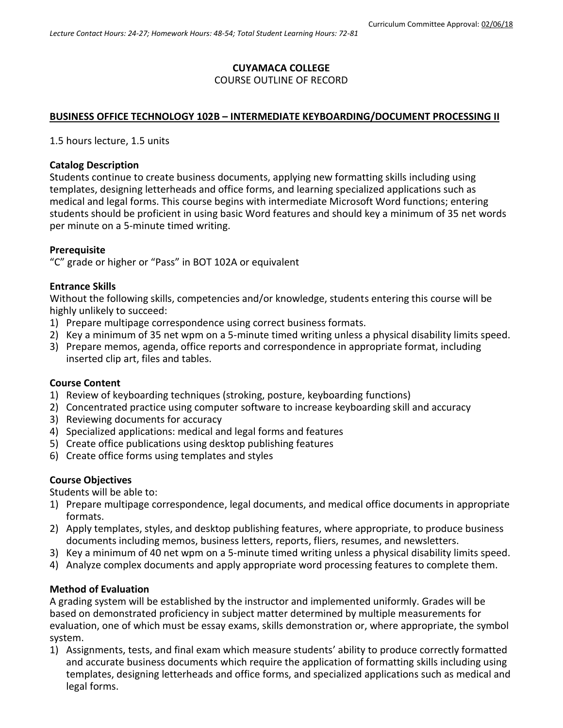Curriculum Committee Approval: 02/06/18

*Lecture Contact Hours: 24-27; Homework Hours: 48-54; Total Student Learning Hours: 72-81*

**CUYAMACA COLLEGE**

COURSE OUTLINE OF RECORD

**BUSINESS OFFICE TECHNOLOGY 102B – INTERMEDIATE KEYBOARDING/DOCUMENT PROCESSING II**

1.5 hours lecture, 1.5 units

**Catalog Description**

Students continue to create business documents, applying new formatting skills including using templates, designing letterheads and office forms, and learning specialized applications such as medical and legal forms. This course begins with intermediate Microsoft Word functions; entering students should be proficient in using basic Word features and should key a minimum of 35 net words per minute on a 5-minute timed writing.

**Prerequisite**

"C" grade or higher or "Pass" in BOT 102A or equivalent

**Entrance Skills**

Without the following skills, competencies and/or knowledge, students entering this course will be highly unlikely to succeed:

1) Prepare multipage correspondence using correct business formats.
2) Key a minimum of 35 net wpm on a 5-minute timed writing unless a physical disability limits speed.
3) Prepare memos, agenda, office reports and correspondence in appropriate format, including inserted clip art, files and tables.

**Course Content**

1) Review of keyboarding techniques (stroking, posture, keyboarding functions)
2) Concentrated practice using computer software to increase keyboarding skill and accuracy
3) Reviewing documents for accuracy
4) Specialized applications: medical and legal forms and features
5) Create office publications using desktop publishing features
6) Create office forms using templates and styles

**Course Objectives**

Students will be able to:

1) Prepare multipage correspondence, legal documents, and medical office documents in appropriate formats.
2) Apply templates, styles, and desktop publishing features, where appropriate, to produce business documents including memos, business letters, reports, fliers, resumes, and newsletters.
3) Key a minimum of 40 net wpm on a 5-minute timed writing unless a physical disability limits speed.
4) Analyze complex documents and apply appropriate word processing features to complete them.

**Method of Evaluation**

A grading system will be established by the instructor and implemented uniformly. Grades will be based on demonstrated proficiency in subject matter determined by multiple measurements for evaluation, one of which must be essay exams, skills demonstration or, where appropriate, the symbol system.

1) Assignments, tests, and final exam which measure students' ability to produce correctly formatted and accurate business documents which require the application of formatting skills including using templates, designing letterheads and office forms, and specialized applications such as medical and legal forms.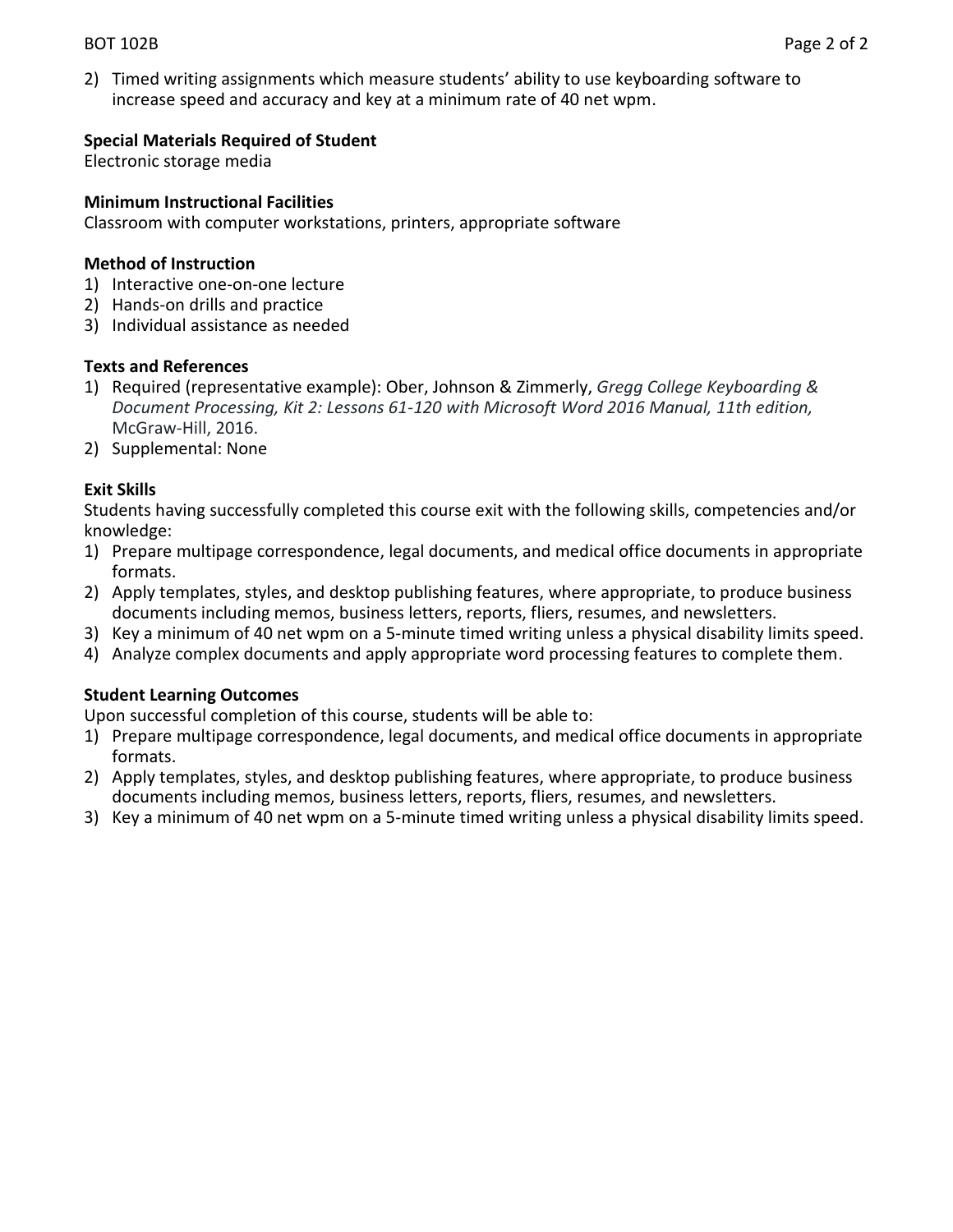2) Timed writing assignments which measure students' ability to use keyboarding software to increase speed and accuracy and key at a minimum rate of 40 net wpm.

**Special Materials Required of Student**
Electronic storage media

**Minimum Instructional Facilities**
Classroom with computer workstations, printers, appropriate software

**Method of Instruction**
1) Interactive one-on-one lecture
2) Hands-on drills and practice
3) Individual assistance as needed

**Texts and References**
1) Required (representative example): Ober, Johnson & Zimmerly, *Gregg College Keyboarding & Document Processing, Kit 2: Lessons 61-120 with Microsoft Word 2016 Manual, 11th edition,* McGraw-Hill, 2016.
2) Supplemental: None

**Exit Skills**
Students having successfully completed this course exit with the following skills, competencies and/or knowledge:
1) Prepare multipage correspondence, legal documents, and medical office documents in appropriate formats.
2) Apply templates, styles, and desktop publishing features, where appropriate, to produce business documents including memos, business letters, reports, fliers, resumes, and newsletters.
3) Key a minimum of 40 net wpm on a 5-minute timed writing unless a physical disability limits speed.
4) Analyze complex documents and apply appropriate word processing features to complete them.

**Student Learning Outcomes**
Upon successful completion of this course, students will be able to:
1) Prepare multipage correspondence, legal documents, and medical office documents in appropriate formats.
2) Apply templates, styles, and desktop publishing features, where appropriate, to produce business documents including memos, business letters, reports, fliers, resumes, and newsletters.
3) Key a minimum of 40 net wpm on a 5-minute timed writing unless a physical disability limits speed.